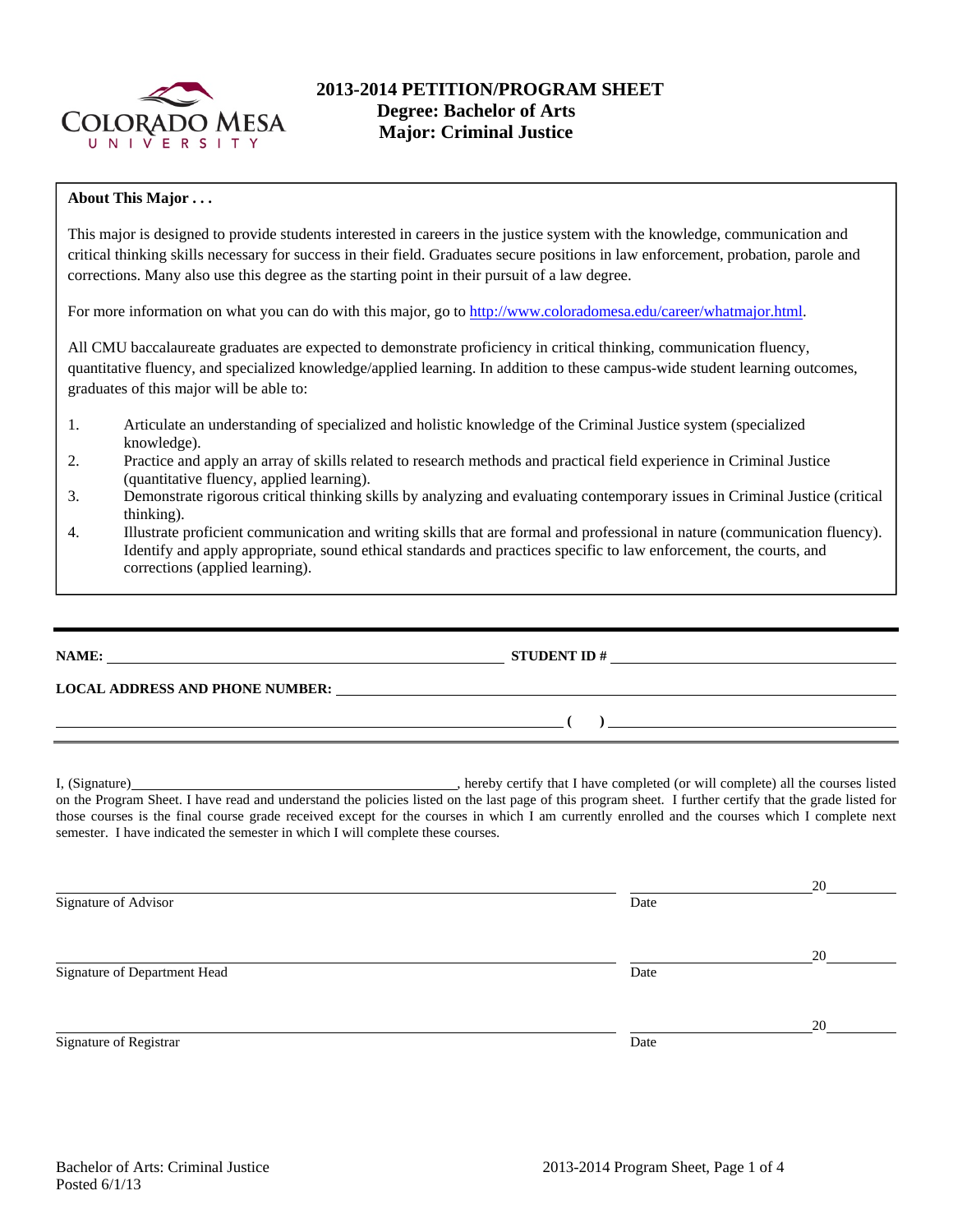# 2013-2014 PETITION/PROGRAM SHEET

## Degree: Bachelor of Arts
## Major: Criminal Justice

**About This Major . . .**

This major is designed to provide students interested in careers in the justice system with the knowledge, communication and critical thinking skills necessary for success in their field. Graduates secure positions in law enforcement, probation, parole and corrections. Many also use this degree as the starting point in their pursuit of a law degree.

For more information on what you can do with this major, go to http://www.coloradomesa.edu/career/whatmajor.html.

All CMU baccalaureate graduates are expected to demonstrate proficiency in critical thinking, communication fluency, quantitative fluency, and specialized knowledge/applied learning. In addition to these campus-wide student learning outcomes, graduates of this major will be able to:

1. Articulate an understanding of specialized and holistic knowledge of the Criminal Justice system (specialized knowledge).
2. Practice and apply an array of skills related to research methods and practical field experience in Criminal Justice (quantitative fluency, applied learning).
3. Demonstrate rigorous critical thinking skills by analyzing and evaluating contemporary issues in Criminal Justice (critical thinking).
4. Illustrate proficient communication and writing skills that are formal and professional in nature (communication fluency). Identify and apply appropriate, sound ethical standards and practices specific to law enforcement, the courts, and corrections (applied learning).

---

**NAME:** ______________________________ **STUDENT ID #** ______________________________

**LOCAL ADDRESS AND PHONE NUMBER:** ______________________________

______________________________ **(   )** ______________________________

I, (Signature)______________________________, hereby certify that I have completed (or will complete) all the courses listed on the Program Sheet. I have read and understand the policies listed on the last page of this program sheet. I further certify that the grade listed for those courses is the final course grade received except for the courses in which I am currently enrolled and the courses which I complete next semester. I have indicated the semester in which I will complete these courses.

______________________________ ______________ 20______
Signature of Advisor Date

______________________________ ______________ 20______
Signature of Department Head Date

______________________________ ______________ 20______
Signature of Registrar Date

Bachelor of Arts: Criminal Justice
Posted 6/1/13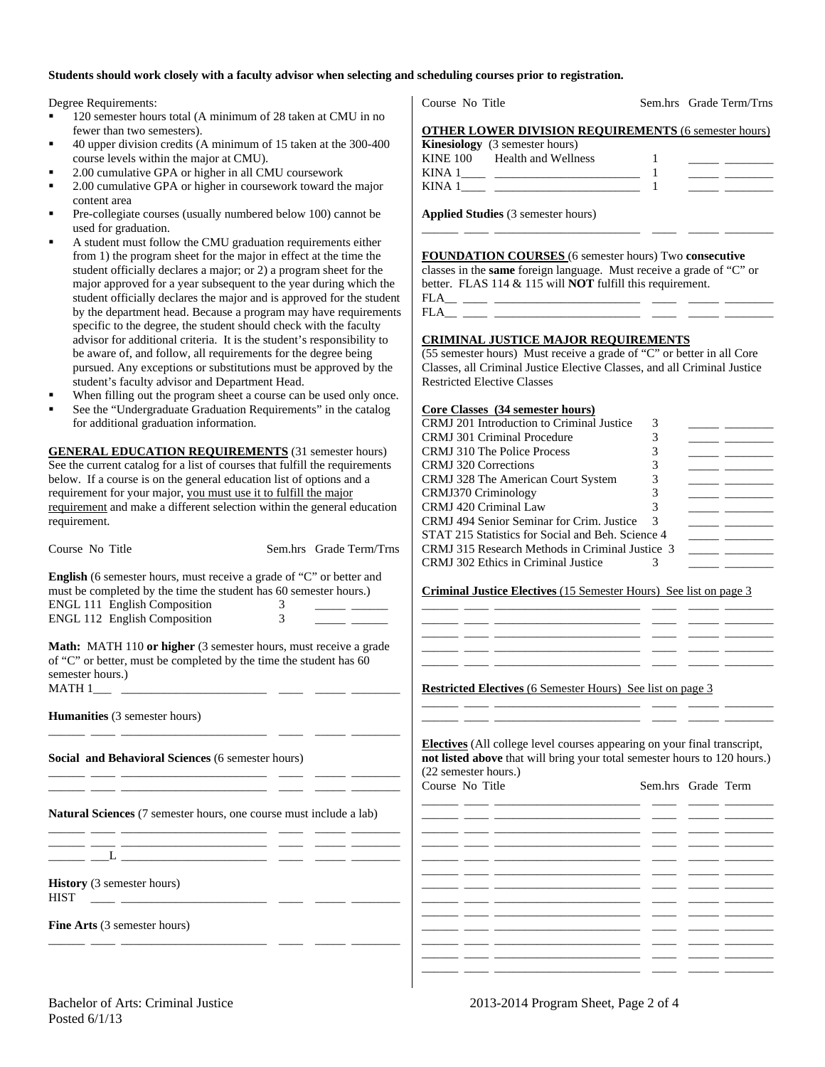**Students should work closely with a faculty advisor when selecting and scheduling courses prior to registration.**

Degree Requirements:

- 120 semester hours total (A minimum of 28 taken at CMU in no fewer than two semesters).
- 40 upper division credits (A minimum of 15 taken at the 300-400 course levels within the major at CMU).
- 2.00 cumulative GPA or higher in all CMU coursework
- 2.00 cumulative GPA or higher in coursework toward the major content area
- Pre-collegiate courses (usually numbered below 100) cannot be used for graduation.
- A student must follow the CMU graduation requirements either from 1) the program sheet for the major in effect at the time the student officially declares a major; or 2) a program sheet for the major approved for a year subsequent to the year during which the student officially declares the major and is approved for the student by the department head. Because a program may have requirements specific to the degree, the student should check with the faculty advisor for additional criteria. It is the student's responsibility to be aware of, and follow, all requirements for the degree being pursued. Any exceptions or substitutions must be approved by the student's faculty advisor and Department Head.
- When filling out the program sheet a course can be used only once.
- See the "Undergraduate Graduation Requirements" in the catalog for additional graduation information.

**GENERAL EDUCATION REQUIREMENTS** (31 semester hours) See the current catalog for a list of courses that fulfill the requirements below. If a course is on the general education list of options and a requirement for your major, you must use it to fulfill the major requirement and make a different selection within the general education requirement.

| Course No Title | Sem.hrs | Grade | Term/Trns |
|---|---|---|---|
| **English** (6 semester hours, must receive a grade of "C" or better and must be completed by the time the student has 60 semester hours.) | | | |
| ENGL 111 English Composition | 3 | | |
| ENGL 112 English Composition | 3 | | |
| **Math:** MATH 110 **or higher** (3 semester hours, must receive a grade of "C" or better, must be completed by the time the student has 60 semester hours.) | | | |
| MATH 1___ | | | |
| **Humanities** (3 semester hours) | | | |
| | | | |
| **Social and Behavioral Sciences** (6 semester hours) | | | |
| | | | |
| | | | |
| **Natural Sciences** (7 semester hours, one course must include a lab) | | | |
| | | | |
| | | | |
| ___L | | | |
| **History** (3 semester hours) | | | |
| HIST | | | |
| **Fine Arts** (3 semester hours) | | | |
| | | | |

| Course No Title | Sem.hrs | Grade | Term/Trns |
|---|---|---|---|
| **OTHER LOWER DIVISION REQUIREMENTS** (6 semester hours) | | | |
| **Kinesiology** (3 semester hours) | | | |
| KINE 100 Health and Wellness | 1 | | |
| KINA 1____ | 1 | | |
| KINA 1____ | 1 | | |
| **Applied Studies** (3 semester hours) | | | |
| | | | |

**FOUNDATION COURSES** (6 semester hours) Two **consecutive** classes in the **same** foreign language. Must receive a grade of "C" or better. FLAS 114 & 115 will **NOT** fulfill this requirement.

| Course No Title | Sem.hrs | Grade | Term/Trns |
|---|---|---|---|
| FLA__ | | | |
| FLA__ | | | |

**CRIMINAL JUSTICE MAJOR REQUIREMENTS**
(55 semester hours) Must receive a grade of "C" or better in all Core Classes, all Criminal Justice Elective Classes, and all Criminal Justice Restricted Elective Classes

| Course No Title | Sem.hrs | Grade | Term/Trns |
|---|---|---|---|
| **Core Classes (34 semester hours)** | | | |
| CRMJ 201 Introduction to Criminal Justice | 3 | | |
| CRMJ 301 Criminal Procedure | 3 | | |
| CRMJ 310 The Police Process | 3 | | |
| CRMJ 320 Corrections | 3 | | |
| CRMJ 328 The American Court System | 3 | | |
| CRMJ370 Criminology | 3 | | |
| CRMJ 420 Criminal Law | 3 | | |
| CRMJ 494 Senior Seminar for Crim. Justice | 3 | | |
| STAT 215 Statistics for Social and Beh. Science | 4 | | |
| CRMJ 315 Research Methods in Criminal Justice | 3 | | |
| CRMJ 302 Ethics in Criminal Justice | 3 | | |
| **Criminal Justice Electives** (15 Semester Hours) See list on page 3 | | | |
| | | | |
| | | | |
| | | | |
| | | | |
| | | | |
| **Restricted Electives** (6 Semester Hours) See list on page 3 | | | |
| | | | |
| | | | |

**Electives** (All college level courses appearing on your final transcript, **not listed above** that will bring your total semester hours to 120 hours.) (22 semester hours.)

| Course No Title | Sem.hrs | Grade | Term |
|---|---|---|---|
| | | | |
| | | | |
| | | | |
| | | | |
| | | | |
| | | | |
| | | | |
| | | | |
| | | | |
| | | | |
| | | | |
| | | | |
| | | | |

Bachelor of Arts: Criminal Justice
Posted 6/1/13
2013-2014 Program Sheet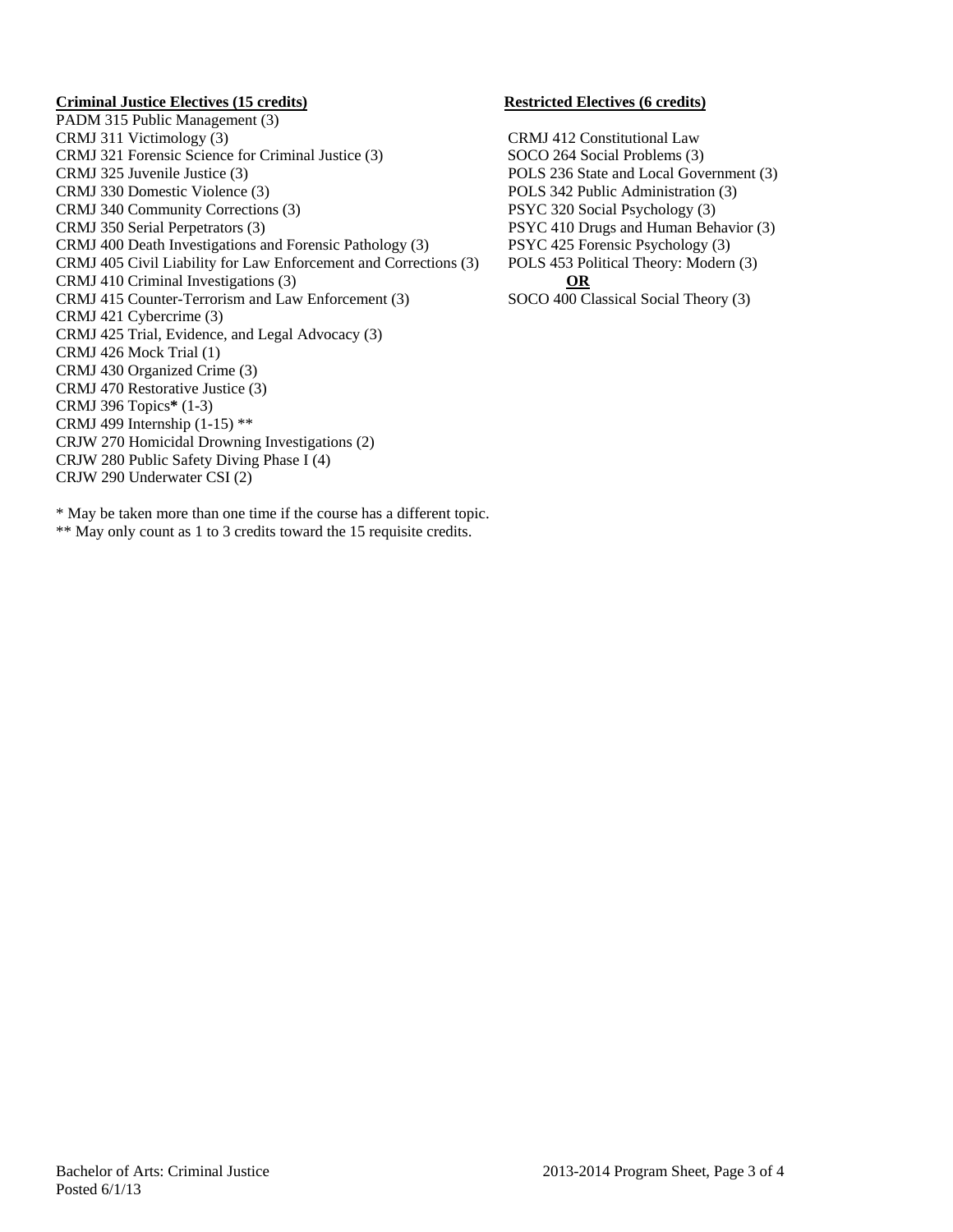**Criminal Justice Electives (15 credits)**

PADM 315 Public Management (3)
CRMJ 311 Victimology (3)
CRMJ 321 Forensic Science for Criminal Justice (3)
CRMJ 325 Juvenile Justice (3)
CRMJ 330 Domestic Violence (3)
CRMJ 340 Community Corrections (3)
CRMJ 350 Serial Perpetrators (3)
CRMJ 400 Death Investigations and Forensic Pathology (3)
CRMJ 405 Civil Liability for Law Enforcement and Corrections (3)
CRMJ 410 Criminal Investigations (3)
CRMJ 415 Counter-Terrorism and Law Enforcement (3)
CRMJ 421 Cybercrime (3)
CRMJ 425 Trial, Evidence, and Legal Advocacy (3)
CRMJ 426 Mock Trial (1)
CRMJ 430 Organized Crime (3)
CRMJ 470 Restorative Justice (3)
CRMJ 396 Topics**\*** (1-3)
CRMJ 499 Internship (1-15) **
CRJW 270 Homicidal Drowning Investigations (2)
CRJW 280 Public Safety Diving Phase I (4)
CRJW 290 Underwater CSI (2)

\* May be taken more than one time if the course has a different topic.
** May only count as 1 to 3 credits toward the 15 requisite credits.

**Restricted Electives (6 credits)**

CRMJ 412 Constitutional Law
SOCO 264 Social Problems (3)
POLS 236 State and Local Government (3)
POLS 342 Public Administration (3)
PSYC 320 Social Psychology (3)
PSYC 410 Drugs and Human Behavior (3)
PSYC 425 Forensic Psychology (3)
POLS 453 Political Theory: Modern (3)
**OR**
SOCO 400 Classical Social Theory (3)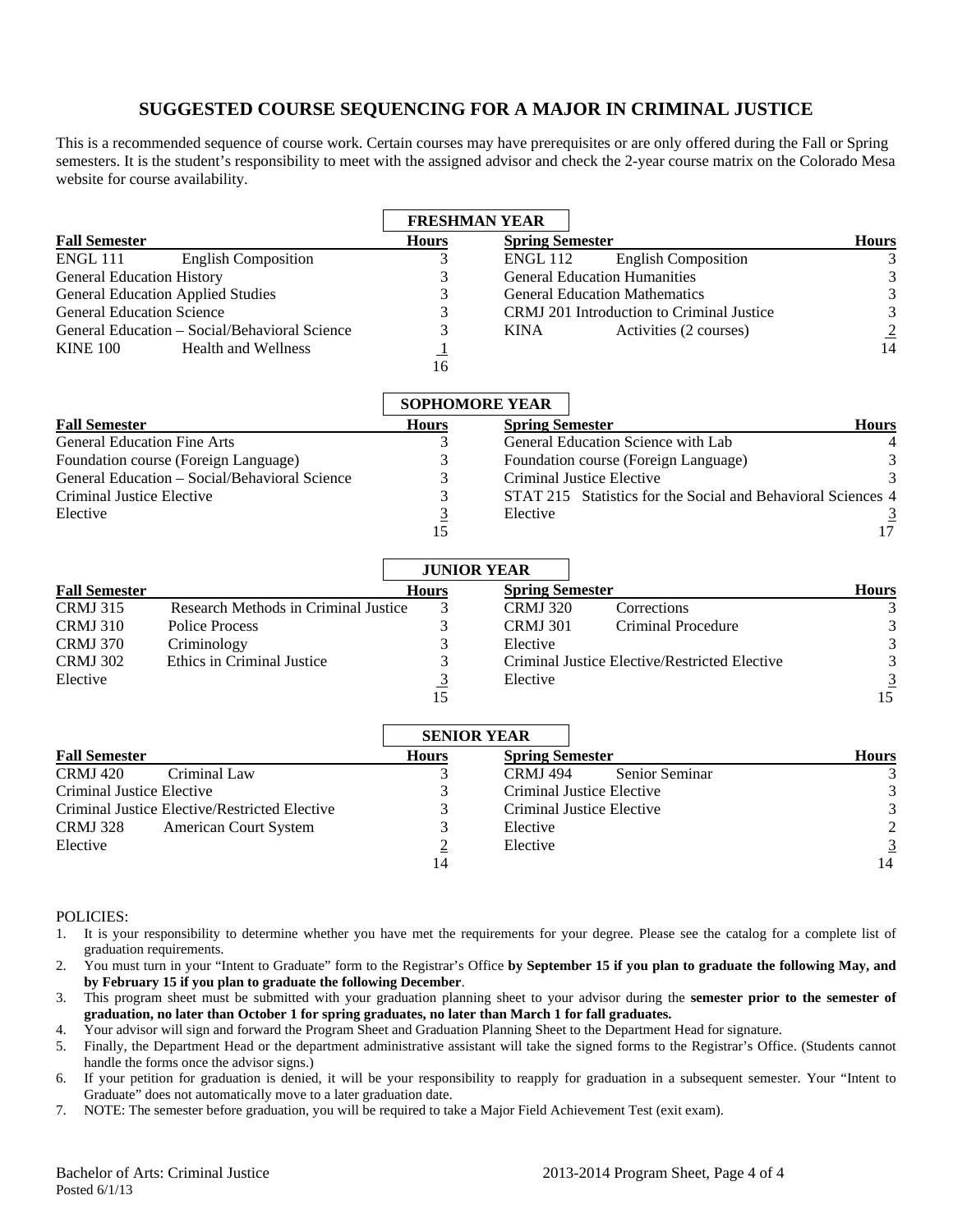# SUGGESTED COURSE SEQUENCING FOR A MAJOR IN CRIMINAL JUSTICE

This is a recommended sequence of course work. Certain courses may have prerequisites or are only offered during the Fall or Spring semesters. It is the student's responsibility to meet with the assigned advisor and check the 2-year course matrix on the Colorado Mesa website for course availability.

## FRESHMAN YEAR

| Fall Semester | | Hours | Spring Semester | | Hours |
|---|---|---|---|---|---|
| ENGL 111 | English Composition | 3 | ENGL 112 | English Composition | 3 |
| General Education History | | 3 | General Education Humanities | | 3 |
| General Education Applied Studies | | 3 | General Education Mathematics | | 3 |
| General Education Science | | 3 | CRMJ 201 Introduction to Criminal Justice | | 3 |
| General Education – Social/Behavioral Science | | 3 | KINA | Activities (2 courses) | 2 |
| KINE 100 | Health and Wellness | 1 | | | 14 |
| | | 16 | | | |

## SOPHOMORE YEAR

| Fall Semester | Hours | Spring Semester | Hours |
|---|---|---|---|
| General Education Fine Arts | 3 | General Education Science with Lab | 4 |
| Foundation course (Foreign Language) | 3 | Foundation course (Foreign Language) | 3 |
| General Education – Social/Behavioral Science | 3 | Criminal Justice Elective | 3 |
| Criminal Justice Elective | 3 | STAT 215 Statistics for the Social and Behavioral Sciences | 4 |
| Elective | 3 | Elective | 3 |
| | 15 | | 17 |

## JUNIOR YEAR

| Fall Semester | | Hours | Spring Semester | | Hours |
|---|---|---|---|---|---|
| CRMJ 315 | Research Methods in Criminal Justice | 3 | CRMJ 320 | Corrections | 3 |
| CRMJ 310 | Police Process | 3 | CRMJ 301 | Criminal Procedure | 3 |
| CRMJ 370 | Criminology | 3 | Elective | | 3 |
| CRMJ 302 | Ethics in Criminal Justice | 3 | Criminal Justice Elective/Restricted Elective | | 3 |
| Elective | | 3 | Elective | | 3 |
| | | 15 | | | 15 |

## SENIOR YEAR

| Fall Semester | | Hours | Spring Semester | | Hours |
|---|---|---|---|---|---|
| CRMJ 420 | Criminal Law | 3 | CRMJ 494 | Senior Seminar | 3 |
| Criminal Justice Elective | | 3 | Criminal Justice Elective | | 3 |
| Criminal Justice Elective/Restricted Elective | | 3 | Criminal Justice Elective | | 3 |
| CRMJ 328 | American Court System | 3 | Elective | | 2 |
| Elective | | 2 | Elective | | 3 |
| | | 14 | | | 14 |

POLICIES:

1. It is your responsibility to determine whether you have met the requirements for your degree. Please see the catalog for a complete list of graduation requirements.
2. You must turn in your "Intent to Graduate" form to the Registrar's Office **by September 15 if you plan to graduate the following May, and by February 15 if you plan to graduate the following December**.
3. This program sheet must be submitted with your graduation planning sheet to your advisor during the **semester prior to the semester of graduation, no later than October 1 for spring graduates, no later than March 1 for fall graduates.**
4. Your advisor will sign and forward the Program Sheet and Graduation Planning Sheet to the Department Head for signature.
5. Finally, the Department Head or the department administrative assistant will take the signed forms to the Registrar's Office. (Students cannot handle the forms once the advisor signs.)
6. If your petition for graduation is denied, it will be your responsibility to reapply for graduation in a subsequent semester. Your "Intent to Graduate" does not automatically move to a later graduation date.
7. NOTE: The semester before graduation, you will be required to take a Major Field Achievement Test (exit exam).

Bachelor of Arts: Criminal Justice
Posted 6/1/13